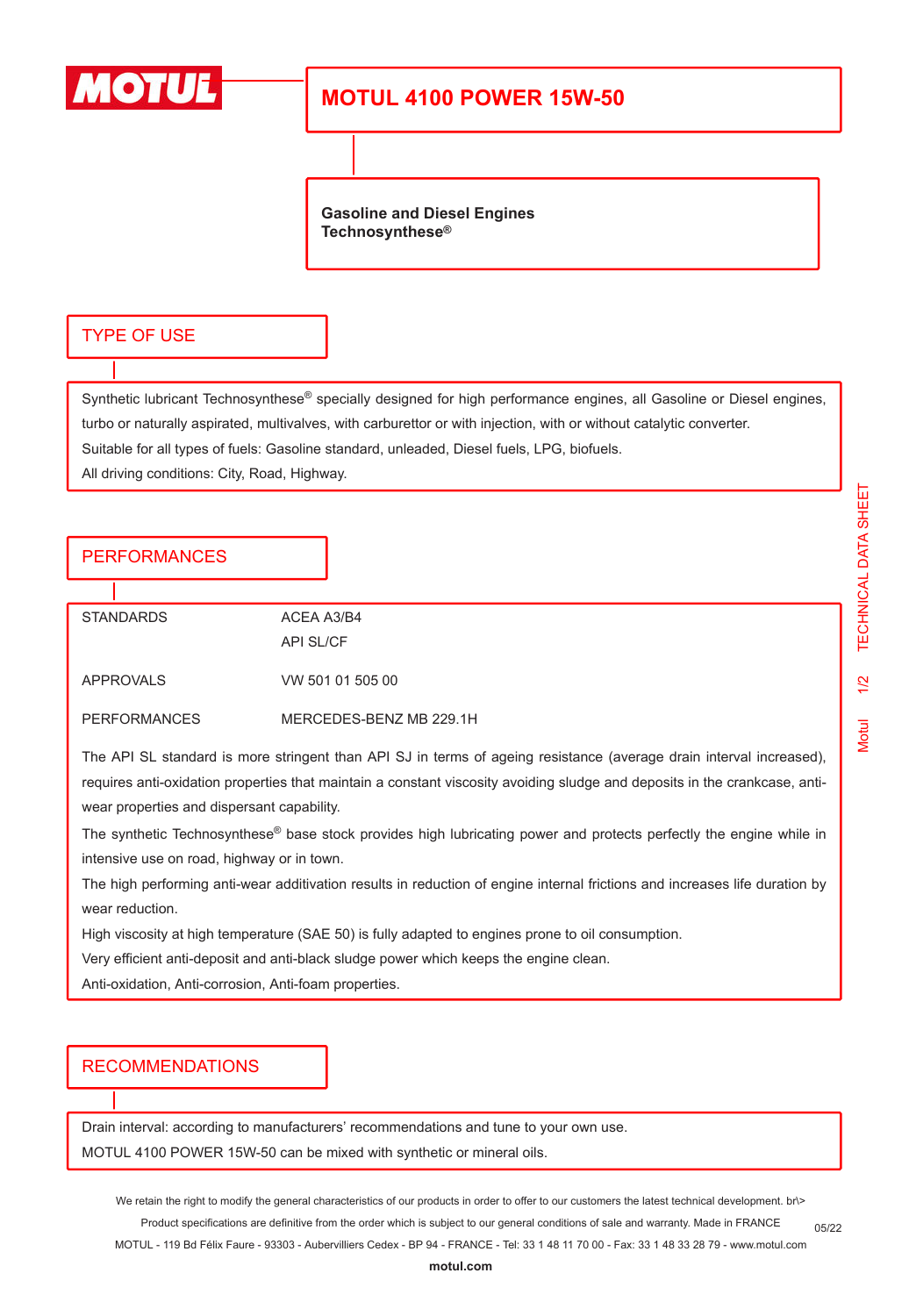# MOTUL 4100 POWER 15W-50

**Gasoline and Diesel Engines**
**Technosynthese®**

## TYPE OF USE

Synthetic lubricant Technosynthese® specially designed for high performance engines, all Gasoline or Diesel engines, turbo or naturally aspirated, multivalves, with carburettor or with injection, with or without catalytic converter.

Suitable for all types of fuels: Gasoline standard, unleaded, Diesel fuels, LPG, biofuels.

All driving conditions: City, Road, Highway.

## PERFORMANCES

| | |
|---|---|
| STANDARDS | ACEA A3/B4<br>API SL/CF |
| APPROVALS | VW 501 01 505 00 |
| PERFORMANCES | MERCEDES-BENZ MB 229.1H |

The API SL standard is more stringent than API SJ in terms of ageing resistance (average drain interval increased), requires anti-oxidation properties that maintain a constant viscosity avoiding sludge and deposits in the crankcase, anti-wear properties and dispersant capability.

The synthetic Technosynthese® base stock provides high lubricating power and protects perfectly the engine while in intensive use on road, highway or in town.

The high performing anti-wear additivation results in reduction of engine internal frictions and increases life duration by wear reduction.

High viscosity at high temperature (SAE 50) is fully adapted to engines prone to oil consumption.

Very efficient anti-deposit and anti-black sludge power which keeps the engine clean.

Anti-oxidation, Anti-corrosion, Anti-foam properties.

## RECOMMENDATIONS

Drain interval: according to manufacturers' recommendations and tune to your own use.

MOTUL 4100 POWER 15W-50 can be mixed with synthetic or mineral oils.

We retain the right to modify the general characteristics of our products in order to offer to our customers the latest technical development. br\>
Product specifications are definitive from the order which is subject to our general conditions of sale and warranty. Made in FRANCE
MOTUL - 119 Bd Félix Faure - 93303 - Aubervilliers Cedex - BP 94 - FRANCE - Tel: 33 1 48 11 70 00 - Fax: 33 1 48 33 28 79 - www.motul.com

05/22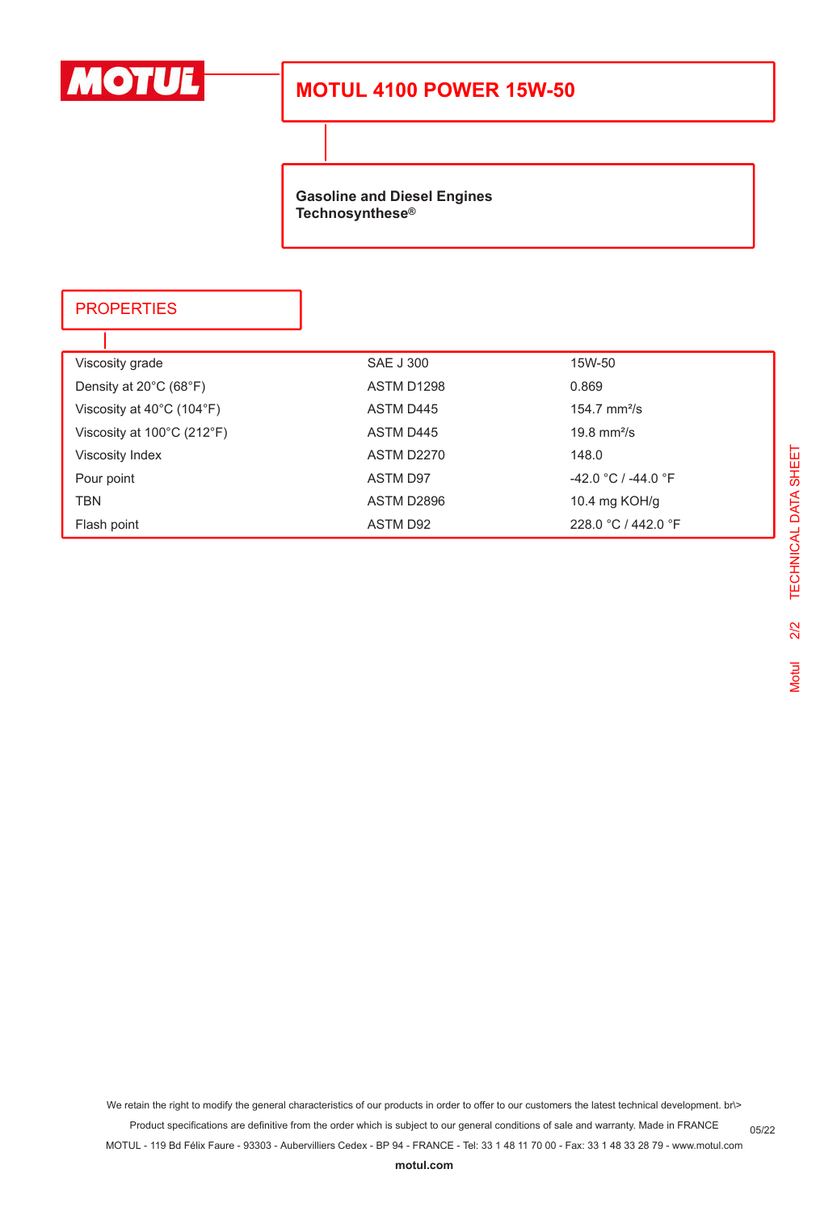# MOTUL 4100 POWER 15W-50

**Gasoline and Diesel Engines**
**Technosynthese®**

## PROPERTIES

| | | |
|---|---|---|
| Viscosity grade | SAE J 300 | 15W-50 |
| Density at 20°C (68°F) | ASTM D1298 | 0.869 |
| Viscosity at 40°C (104°F) | ASTM D445 | 154.7 mm²/s |
| Viscosity at 100°C (212°F) | ASTM D445 | 19.8 mm²/s |
| Viscosity Index | ASTM D2270 | 148.0 |
| Pour point | ASTM D97 | -42.0 °C / -44.0 °F |
| TBN | ASTM D2896 | 10.4 mg KOH/g |
| Flash point | ASTM D92 | 228.0 °C / 442.0 °F |

We retain the right to modify the general characteristics of our products in order to offer to our customers the latest technical development. br\>
Product specifications are definitive from the order which is subject to our general conditions of sale and warranty. Made in FRANCE
MOTUL - 119 Bd Félix Faure - 93303 - Aubervilliers Cedex - BP 94 - FRANCE - Tel: 33 1 48 11 70 00 - Fax: 33 1 48 33 28 79 - www.motul.com

05/22

**motul.com**